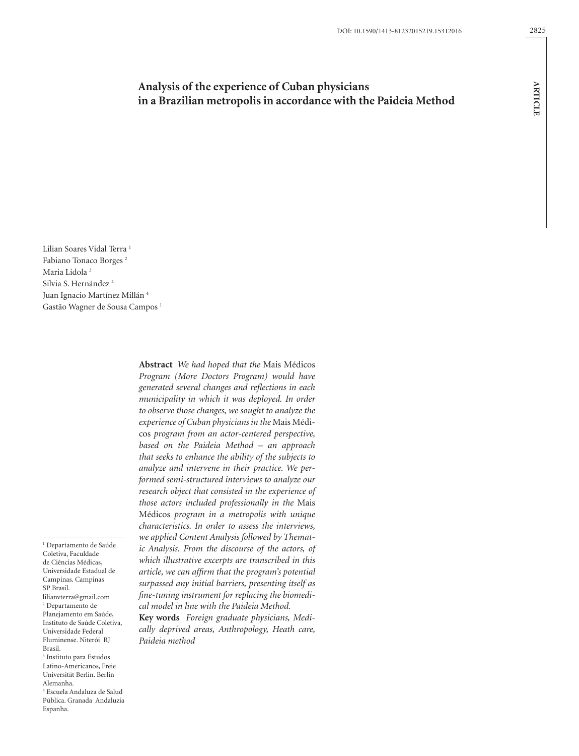# Analysis of the experience of Cuban physicians in a Brazilian metropolis in accordance with the Paideia Method

Lilian Soares Vidal Terra [1]
Fabiano Tonaco Borges [2]
Maria Lidola [3]
Silvia S. Hernández [4]
Juan Ignacio Martínez Millán [4]
Gastão Wagner de Sousa Campos [1]

**Abstract** *We had hoped that the* Mais Médicos *Program (More Doctors Program) would have generated several changes and reflections in each municipality in which it was deployed. In order to observe those changes, we sought to analyze the experience of Cuban physicians in the* Mais Médicos *program from an actor-centered perspective, based on the Paideia Method – an approach that seeks to enhance the ability of the subjects to analyze and intervene in their practice. We performed semi-structured interviews to analyze our research object that consisted in the experience of those actors included professionally in the* Mais Médicos *program in a metropolis with unique characteristics. In order to assess the interviews, we applied Content Analysis followed by Thematic Analysis. From the discourse of the actors, of which illustrative excerpts are transcribed in this article, we can affirm that the program's potential surpassed any initial barriers, presenting itself as fine-tuning instrument for replacing the biomedical model in line with the Paideia Method.*

**Key words** *Foreign graduate physicians, Medically deprived areas, Anthropology, Heath care, Paideia method*

[1] Departamento de Saúde Coletiva, Faculdade de Ciências Médicas, Universidade Estadual de Campinas. Campinas SP Brasil. lilianvterra@gmail.com
[2] Departamento de Planejamento em Saúde, Instituto de Saúde Coletiva, Universidade Federal Fluminense. Niterói RJ Brasil.
[3] Instituto para Estudos Latino-Americanos, Freie Universität Berlin. Berlin Alemanha.
[4] Escuela Andaluza de Salud Pública. Granada Andaluzia Espanha.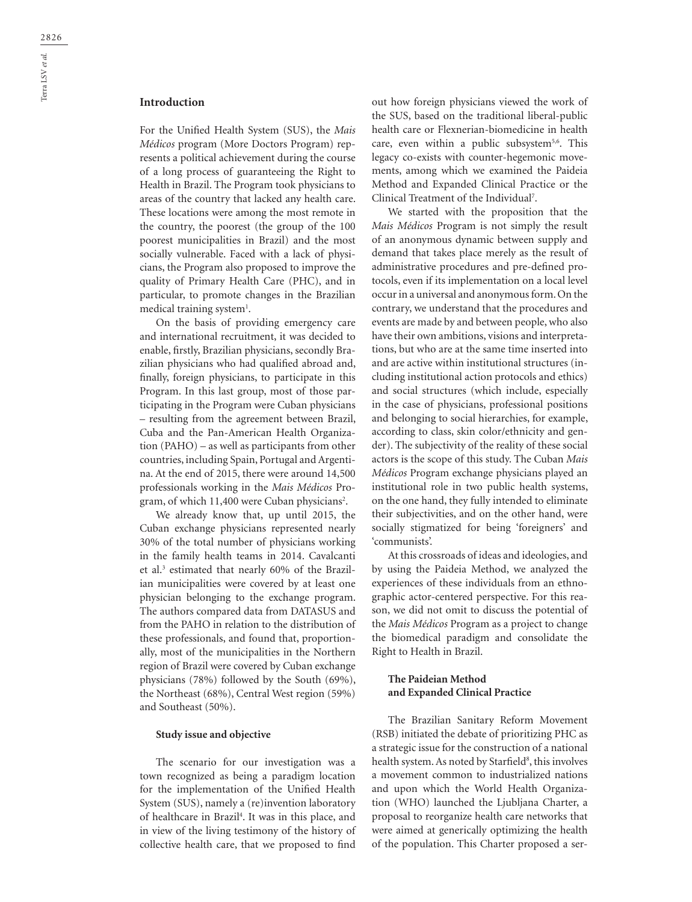## Introduction

For the Unified Health System (SUS), the *Mais Médicos* program (More Doctors Program) represents a political achievement during the course of a long process of guaranteeing the Right to Health in Brazil. The Program took physicians to areas of the country that lacked any health care. These locations were among the most remote in the country, the poorest (the group of the 100 poorest municipalities in Brazil) and the most socially vulnerable. Faced with a lack of physicians, the Program also proposed to improve the quality of Primary Health Care (PHC), and in particular, to promote changes in the Brazilian medical training system[1].

On the basis of providing emergency care and international recruitment, it was decided to enable, firstly, Brazilian physicians, secondly Brazilian physicians who had qualified abroad and, finally, foreign physicians, to participate in this Program. In this last group, most of those participating in the Program were Cuban physicians – resulting from the agreement between Brazil, Cuba and the Pan-American Health Organization (PAHO) – as well as participants from other countries, including Spain, Portugal and Argentina. At the end of 2015, there were around 14,500 professionals working in the *Mais Médicos* Program, of which 11,400 were Cuban physicians[2].

We already know that, up until 2015, the Cuban exchange physicians represented nearly 30% of the total number of physicians working in the family health teams in 2014. Cavalcanti et al.[3] estimated that nearly 60% of the Brazilian municipalities were covered by at least one physician belonging to the exchange program. The authors compared data from DATASUS and from the PAHO in relation to the distribution of these professionals, and found that, proportionally, most of the municipalities in the Northern region of Brazil were covered by Cuban exchange physicians (78%) followed by the South (69%), the Northeast (68%), Central West region (59%) and Southeast (50%).

### Study issue and objective

The scenario for our investigation was a town recognized as being a paradigm location for the implementation of the Unified Health System (SUS), namely a (re)invention laboratory of healthcare in Brazil[4]. It was in this place, and in view of the living testimony of the history of collective health care, that we proposed to find out how foreign physicians viewed the work of the SUS, based on the traditional liberal-public health care or Flexnerian-biomedicine in health care, even within a public subsystem[5,6]. This legacy co-exists with counter-hegemonic movements, among which we examined the Paideia Method and Expanded Clinical Practice or the Clinical Treatment of the Individual[7].

We started with the proposition that the *Mais Médicos* Program is not simply the result of an anonymous dynamic between supply and demand that takes place merely as the result of administrative procedures and pre-defined protocols, even if its implementation on a local level occur in a universal and anonymous form. On the contrary, we understand that the procedures and events are made by and between people, who also have their own ambitions, visions and interpretations, but who are at the same time inserted into and are active within institutional structures (including institutional action protocols and ethics) and social structures (which include, especially in the case of physicians, professional positions and belonging to social hierarchies, for example, according to class, skin color/ethnicity and gender). The subjectivity of the reality of these social actors is the scope of this study. The Cuban *Mais Médicos* Program exchange physicians played an institutional role in two public health systems, on the one hand, they fully intended to eliminate their subjectivities, and on the other hand, were socially stigmatized for being 'foreigners' and 'communists'.

At this crossroads of ideas and ideologies, and by using the Paideia Method, we analyzed the experiences of these individuals from an ethnographic actor-centered perspective. For this reason, we did not omit to discuss the potential of the *Mais Médicos* Program as a project to change the biomedical paradigm and consolidate the Right to Health in Brazil.

### The Paideian Method and Expanded Clinical Practice

The Brazilian Sanitary Reform Movement (RSB) initiated the debate of prioritizing PHC as a strategic issue for the construction of a national health system. As noted by Starfield[8], this involves a movement common to industrialized nations and upon which the World Health Organization (WHO) launched the Ljubljana Charter, a proposal to reorganize health care networks that were aimed at generically optimizing the health of the population. This Charter proposed a ser-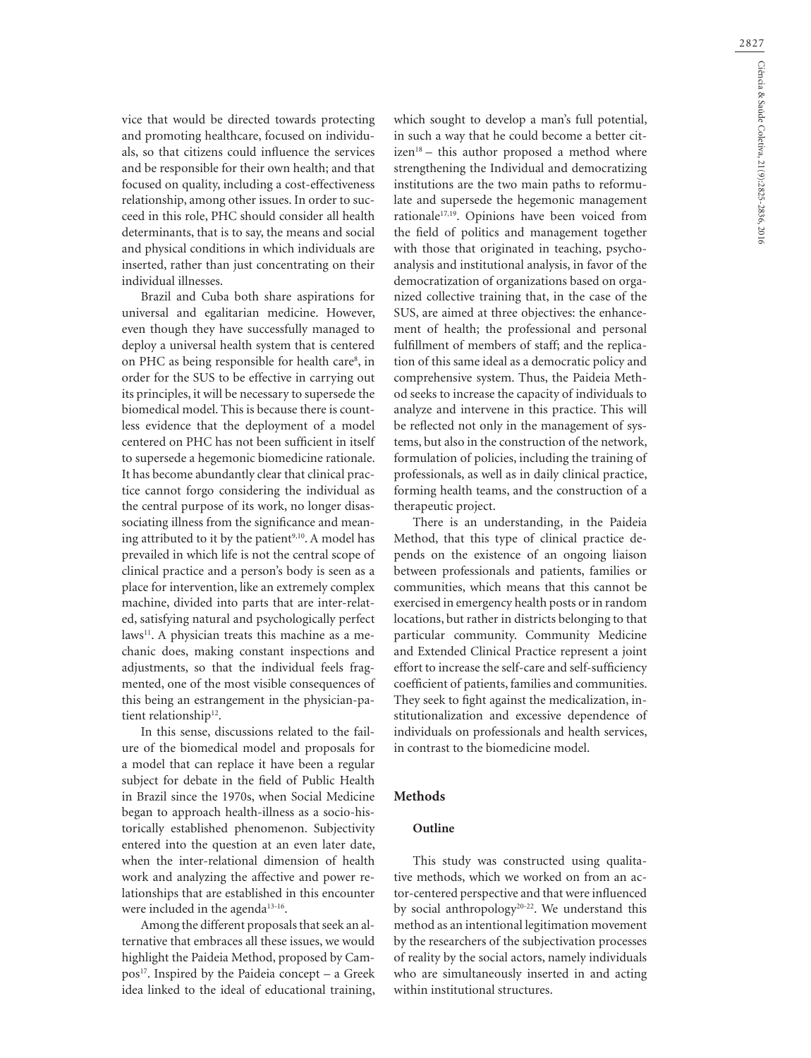vice that would be directed towards protecting and promoting healthcare, focused on individuals, so that citizens could influence the services and be responsible for their own health; and that focused on quality, including a cost-effectiveness relationship, among other issues. In order to succeed in this role, PHC should consider all health determinants, that is to say, the means and social and physical conditions in which individuals are inserted, rather than just concentrating on their individual illnesses.

Brazil and Cuba both share aspirations for universal and egalitarian medicine. However, even though they have successfully managed to deploy a universal health system that is centered on PHC as being responsible for health care[8], in order for the SUS to be effective in carrying out its principles, it will be necessary to supersede the biomedical model. This is because there is countless evidence that the deployment of a model centered on PHC has not been sufficient in itself to supersede a hegemonic biomedicine rationale. It has become abundantly clear that clinical practice cannot forgo considering the individual as the central purpose of its work, no longer disassociating illness from the significance and meaning attributed to it by the patient[9,10]. A model has prevailed in which life is not the central scope of clinical practice and a person's body is seen as a place for intervention, like an extremely complex machine, divided into parts that are inter-related, satisfying natural and psychologically perfect laws[11]. A physician treats this machine as a mechanic does, making constant inspections and adjustments, so that the individual feels fragmented, one of the most visible consequences of this being an estrangement in the physician-patient relationship[12].

In this sense, discussions related to the failure of the biomedical model and proposals for a model that can replace it have been a regular subject for debate in the field of Public Health in Brazil since the 1970s, when Social Medicine began to approach health-illness as a socio-historically established phenomenon. Subjectivity entered into the question at an even later date, when the inter-relational dimension of health work and analyzing the affective and power relationships that are established in this encounter were included in the agenda[13-16].

Among the different proposals that seek an alternative that embraces all these issues, we would highlight the Paideia Method, proposed by Campos[17]. Inspired by the Paideia concept – a Greek idea linked to the ideal of educational training, which sought to develop a man's full potential, in such a way that he could become a better citizen[18] – this author proposed a method where strengthening the Individual and democratizing institutions are the two main paths to reformulate and supersede the hegemonic management rationale[17,19]. Opinions have been voiced from the field of politics and management together with those that originated in teaching, psychoanalysis and institutional analysis, in favor of the democratization of organizations based on organized collective training that, in the case of the SUS, are aimed at three objectives: the enhancement of health; the professional and personal fulfillment of members of staff; and the replication of this same ideal as a democratic policy and comprehensive system. Thus, the Paideia Method seeks to increase the capacity of individuals to analyze and intervene in this practice. This will be reflected not only in the management of systems, but also in the construction of the network, formulation of policies, including the training of professionals, as well as in daily clinical practice, forming health teams, and the construction of a therapeutic project.

There is an understanding, in the Paideia Method, that this type of clinical practice depends on the existence of an ongoing liaison between professionals and patients, families or communities, which means that this cannot be exercised in emergency health posts or in random locations, but rather in districts belonging to that particular community. Community Medicine and Extended Clinical Practice represent a joint effort to increase the self-care and self-sufficiency coefficient of patients, families and communities. They seek to fight against the medicalization, institutionalization and excessive dependence of individuals on professionals and health services, in contrast to the biomedicine model.

## Methods

### Outline

This study was constructed using qualitative methods, which we worked on from an actor-centered perspective and that were influenced by social anthropology[20-22]. We understand this method as an intentional legitimation movement by the researchers of the subjectivation processes of reality by the social actors, namely individuals who are simultaneously inserted in and acting within institutional structures.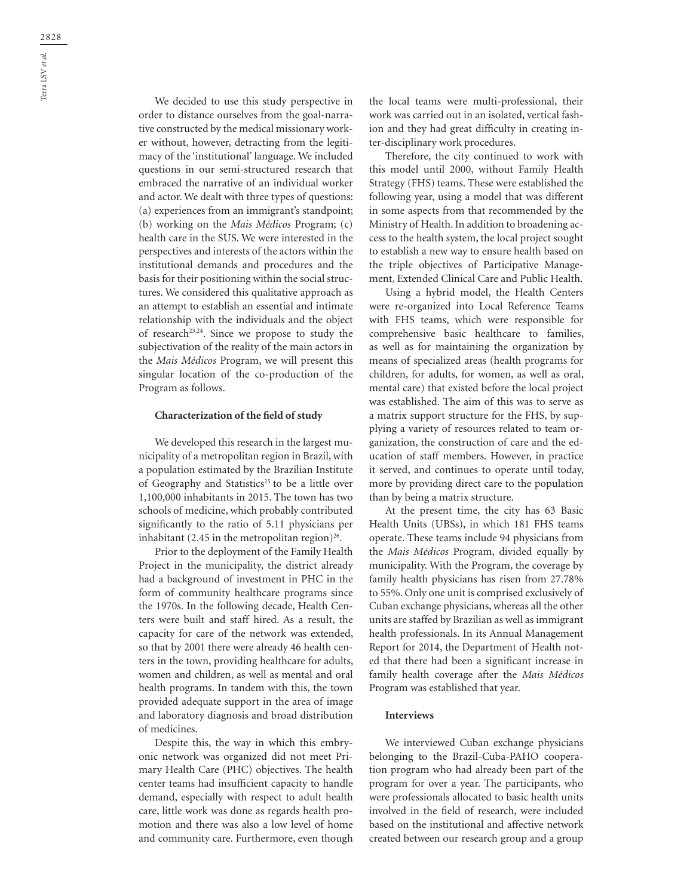We decided to use this study perspective in order to distance ourselves from the goal-narrative constructed by the medical missionary worker without, however, detracting from the legitimacy of the 'institutional' language. We included questions in our semi-structured research that embraced the narrative of an individual worker and actor. We dealt with three types of questions: (a) experiences from an immigrant's standpoint; (b) working on the *Mais Médicos* Program; (c) health care in the SUS. We were interested in the perspectives and interests of the actors within the institutional demands and procedures and the basis for their positioning within the social structures. We considered this qualitative approach as an attempt to establish an essential and intimate relationship with the individuals and the object of research[23,24]. Since we propose to study the subjectivation of the reality of the main actors in the *Mais Médicos* Program, we will present this singular location of the co-production of the Program as follows.

### Characterization of the field of study

We developed this research in the largest municipality of a metropolitan region in Brazil, with a population estimated by the Brazilian Institute of Geography and Statistics[25] to be a little over 1,100,000 inhabitants in 2015. The town has two schools of medicine, which probably contributed significantly to the ratio of 5.11 physicians per inhabitant (2.45 in the metropolitan region)[26].

Prior to the deployment of the Family Health Project in the municipality, the district already had a background of investment in PHC in the form of community healthcare programs since the 1970s. In the following decade, Health Centers were built and staff hired. As a result, the capacity for care of the network was extended, so that by 2001 there were already 46 health centers in the town, providing healthcare for adults, women and children, as well as mental and oral health programs. In tandem with this, the town provided adequate support in the area of image and laboratory diagnosis and broad distribution of medicines.

Despite this, the way in which this embryonic network was organized did not meet Primary Health Care (PHC) objectives. The health center teams had insufficient capacity to handle demand, especially with respect to adult health care, little work was done as regards health promotion and there was also a low level of home and community care. Furthermore, even though the local teams were multi-professional, their work was carried out in an isolated, vertical fashion and they had great difficulty in creating inter-disciplinary work procedures.

Therefore, the city continued to work with this model until 2000, without Family Health Strategy (FHS) teams. These were established the following year, using a model that was different in some aspects from that recommended by the Ministry of Health. In addition to broadening access to the health system, the local project sought to establish a new way to ensure health based on the triple objectives of Participative Management, Extended Clinical Care and Public Health.

Using a hybrid model, the Health Centers were re-organized into Local Reference Teams with FHS teams, which were responsible for comprehensive basic healthcare to families, as well as for maintaining the organization by means of specialized areas (health programs for children, for adults, for women, as well as oral, mental care) that existed before the local project was established. The aim of this was to serve as a matrix support structure for the FHS, by supplying a variety of resources related to team organization, the construction of care and the education of staff members. However, in practice it served, and continues to operate until today, more by providing direct care to the population than by being a matrix structure.

At the present time, the city has 63 Basic Health Units (UBSs), in which 181 FHS teams operate. These teams include 94 physicians from the *Mais Médicos* Program, divided equally by municipality. With the Program, the coverage by family health physicians has risen from 27.78% to 55%. Only one unit is comprised exclusively of Cuban exchange physicians, whereas all the other units are staffed by Brazilian as well as immigrant health professionals. In its Annual Management Report for 2014, the Department of Health noted that there had been a significant increase in family health coverage after the *Mais Médicos* Program was established that year.

### Interviews

We interviewed Cuban exchange physicians belonging to the Brazil-Cuba-PAHO cooperation program who had already been part of the program for over a year. The participants, who were professionals allocated to basic health units involved in the field of research, were included based on the institutional and affective network created between our research group and a group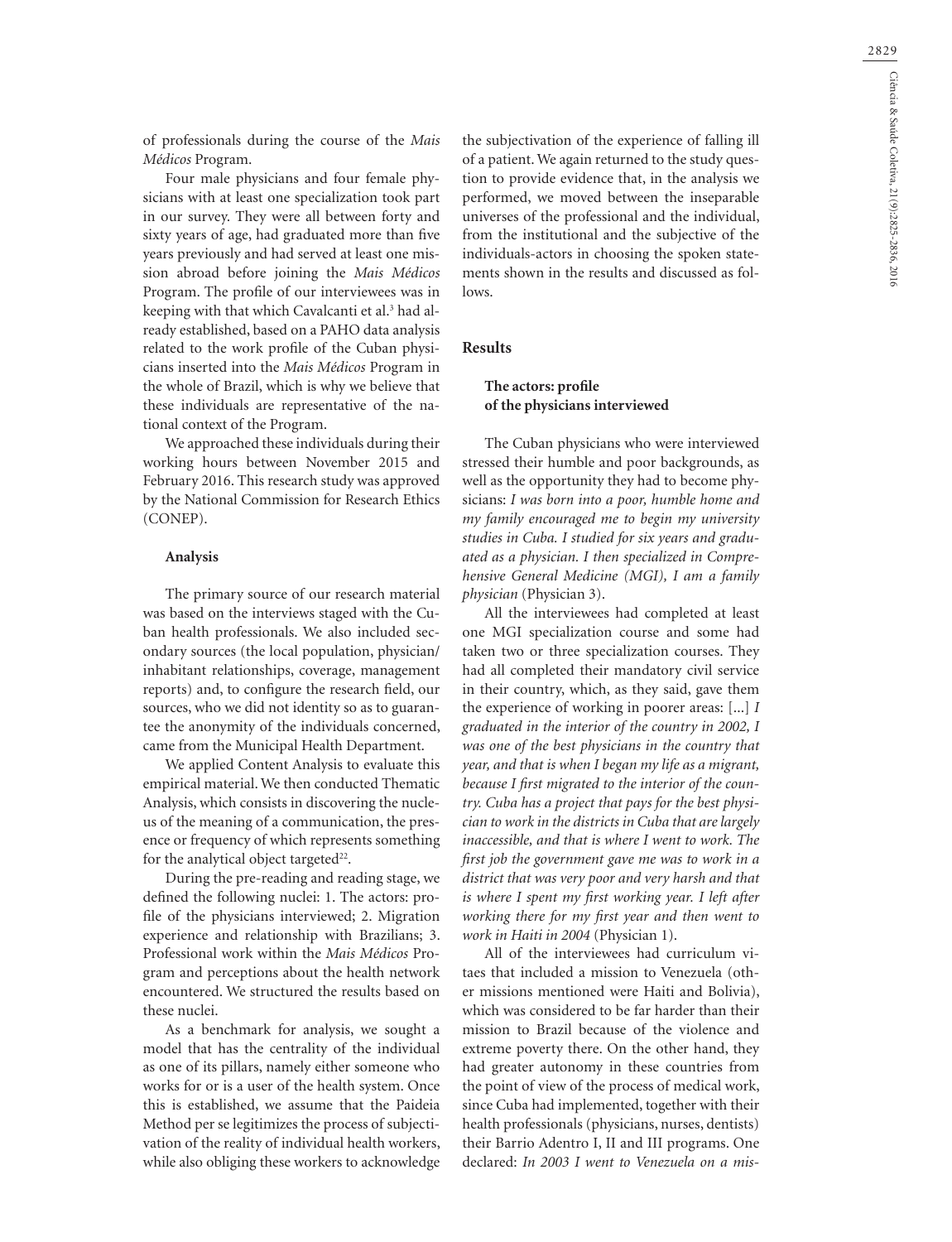of professionals during the course of the *Mais Médicos* Program.

Four male physicians and four female physicians with at least one specialization took part in our survey. They were all between forty and sixty years of age, had graduated more than five years previously and had served at least one mission abroad before joining the *Mais Médicos* Program. The profile of our interviewees was in keeping with that which Cavalcanti et al.[3] had already established, based on a PAHO data analysis related to the work profile of the Cuban physicians inserted into the *Mais Médicos* Program in the whole of Brazil, which is why we believe that these individuals are representative of the national context of the Program.

We approached these individuals during their working hours between November 2015 and February 2016. This research study was approved by the National Commission for Research Ethics (CONEP).

### Analysis

The primary source of our research material was based on the interviews staged with the Cuban health professionals. We also included secondary sources (the local population, physician/inhabitant relationships, coverage, management reports) and, to configure the research field, our sources, who we did not identity so as to guarantee the anonymity of the individuals concerned, came from the Municipal Health Department.

We applied Content Analysis to evaluate this empirical material. We then conducted Thematic Analysis, which consists in discovering the nucleus of the meaning of a communication, the presence or frequency of which represents something for the analytical object targeted[22].

During the pre-reading and reading stage, we defined the following nuclei: 1. The actors: profile of the physicians interviewed; 2. Migration experience and relationship with Brazilians; 3. Professional work within the *Mais Médicos* Program and perceptions about the health network encountered. We structured the results based on these nuclei.

As a benchmark for analysis, we sought a model that has the centrality of the individual as one of its pillars, namely either someone who works for or is a user of the health system. Once this is established, we assume that the Paideia Method per se legitimizes the process of subjectivation of the reality of individual health workers, while also obliging these workers to acknowledge the subjectivation of the experience of falling ill of a patient. We again returned to the study question to provide evidence that, in the analysis we performed, we moved between the inseparable universes of the professional and the individual, from the institutional and the subjective of the individuals-actors in choosing the spoken statements shown in the results and discussed as follows.

## Results

### The actors: profile of the physicians interviewed

The Cuban physicians who were interviewed stressed their humble and poor backgrounds, as well as the opportunity they had to become physicians: *I was born into a poor, humble home and my family encouraged me to begin my university studies in Cuba. I studied for six years and graduated as a physician. I then specialized in Comprehensive General Medicine (MGI), I am a family physician* (Physician 3).

All the interviewees had completed at least one MGI specialization course and some had taken two or three specialization courses. They had all completed their mandatory civil service in their country, which, as they said, gave them the experience of working in poorer areas: [...] *I graduated in the interior of the country in 2002, I was one of the best physicians in the country that year, and that is when I began my life as a migrant, because I first migrated to the interior of the country. Cuba has a project that pays for the best physician to work in the districts in Cuba that are largely inaccessible, and that is where I went to work. The first job the government gave me was to work in a district that was very poor and very harsh and that is where I spent my first working year. I left after working there for my first year and then went to work in Haiti in 2004* (Physician 1).

All of the interviewees had curriculum vitaes that included a mission to Venezuela (other missions mentioned were Haiti and Bolivia), which was considered to be far harder than their mission to Brazil because of the violence and extreme poverty there. On the other hand, they had greater autonomy in these countries from the point of view of the process of medical work, since Cuba had implemented, together with their health professionals (physicians, nurses, dentists) their Barrio Adentro I, II and III programs. One declared: *In 2003 I went to Venezuela on a mis-*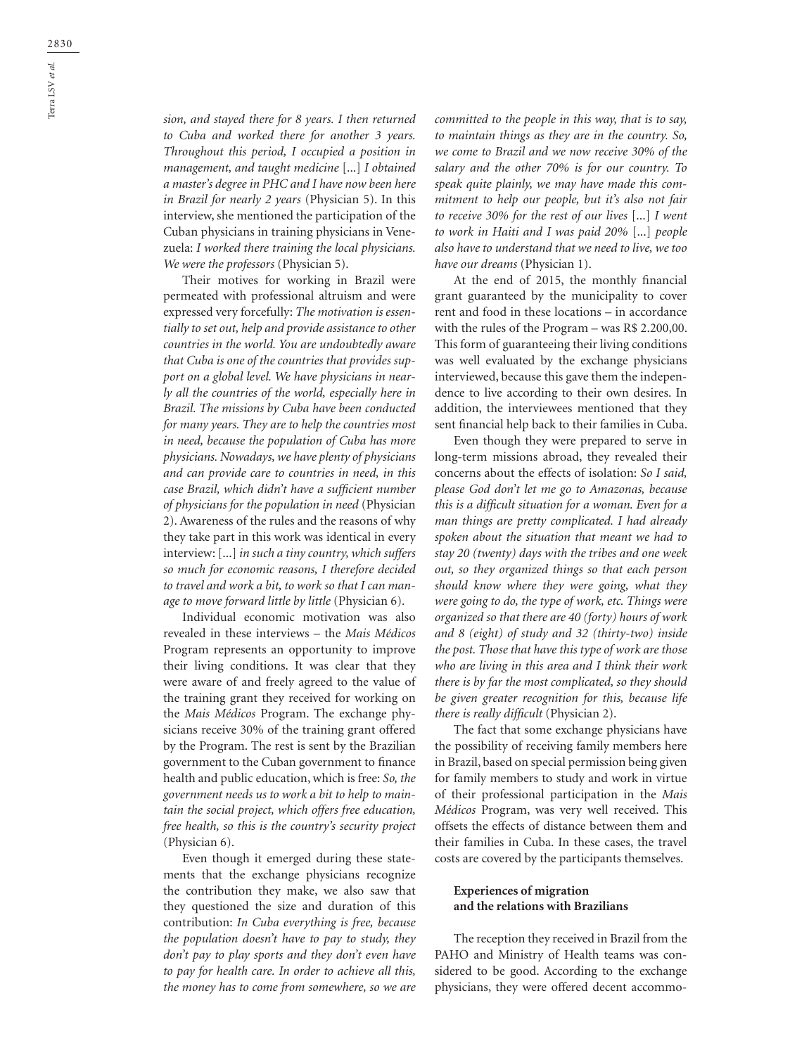*sion, and stayed there for 8 years. I then returned to Cuba and worked there for another 3 years. Throughout this period, I occupied a position in management, and taught medicine* [...] *I obtained a master's degree in PHC and I have now been here in Brazil for nearly 2 years* (Physician 5). In this interview, she mentioned the participation of the Cuban physicians in training physicians in Venezuela: *I worked there training the local physicians. We were the professors* (Physician 5).

Their motives for working in Brazil were permeated with professional altruism and were expressed very forcefully: *The motivation is essentially to set out, help and provide assistance to other countries in the world. You are undoubtedly aware that Cuba is one of the countries that provides support on a global level. We have physicians in nearly all the countries of the world, especially here in Brazil. The missions by Cuba have been conducted for many years. They are to help the countries most in need, because the population of Cuba has more physicians. Nowadays, we have plenty of physicians and can provide care to countries in need, in this case Brazil, which didn't have a sufficient number of physicians for the population in need* (Physician 2). Awareness of the rules and the reasons of why they take part in this work was identical in every interview: [...] *in such a tiny country, which suffers so much for economic reasons, I therefore decided to travel and work a bit, to work so that I can manage to move forward little by little* (Physician 6).

Individual economic motivation was also revealed in these interviews – the *Mais Médicos* Program represents an opportunity to improve their living conditions. It was clear that they were aware of and freely agreed to the value of the training grant they received for working on the *Mais Médicos* Program. The exchange physicians receive 30% of the training grant offered by the Program. The rest is sent by the Brazilian government to the Cuban government to finance health and public education, which is free: *So, the government needs us to work a bit to help to maintain the social project, which offers free education, free health, so this is the country's security project* (Physician 6).

Even though it emerged during these statements that the exchange physicians recognize the contribution they make, we also saw that they questioned the size and duration of this contribution: *In Cuba everything is free, because the population doesn't have to pay to study, they don't pay to play sports and they don't even have to pay for health care. In order to achieve all this, the money has to come from somewhere, so we are committed to the people in this way, that is to say, to maintain things as they are in the country. So, we come to Brazil and we now receive 30% of the salary and the other 70% is for our country. To speak quite plainly, we may have made this commitment to help our people, but it's also not fair to receive 30% for the rest of our lives* [...] *I went to work in Haiti and I was paid 20%* [...] *people also have to understand that we need to live, we too have our dreams* (Physician 1).

At the end of 2015, the monthly financial grant guaranteed by the municipality to cover rent and food in these locations – in accordance with the rules of the Program – was R$ 2.200,00. This form of guaranteeing their living conditions was well evaluated by the exchange physicians interviewed, because this gave them the independence to live according to their own desires. In addition, the interviewees mentioned that they sent financial help back to their families in Cuba.

Even though they were prepared to serve in long-term missions abroad, they revealed their concerns about the effects of isolation: *So I said, please God don't let me go to Amazonas, because this is a difficult situation for a woman. Even for a man things are pretty complicated. I had already spoken about the situation that meant we had to stay 20 (twenty) days with the tribes and one week out, so they organized things so that each person should know where they were going, what they were going to do, the type of work, etc. Things were organized so that there are 40 (forty) hours of work and 8 (eight) of study and 32 (thirty-two) inside the post. Those that have this type of work are those who are living in this area and I think their work there is by far the most complicated, so they should be given greater recognition for this, because life there is really difficult* (Physician 2).

The fact that some exchange physicians have the possibility of receiving family members here in Brazil, based on special permission being given for family members to study and work in virtue of their professional participation in the *Mais Médicos* Program, was very well received. This offsets the effects of distance between them and their families in Cuba. In these cases, the travel costs are covered by the participants themselves.

### Experiences of migration and the relations with Brazilians

The reception they received in Brazil from the PAHO and Ministry of Health teams was considered to be good. According to the exchange physicians, they were offered decent accommo-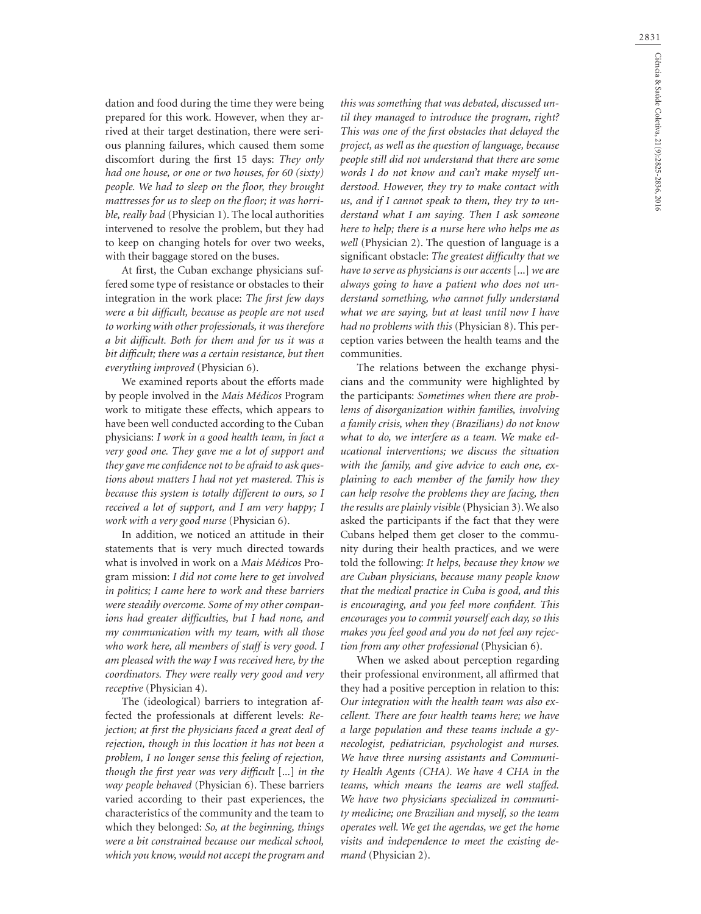dation and food during the time they were being prepared for this work. However, when they arrived at their target destination, there were serious planning failures, which caused them some discomfort during the first 15 days: *They only had one house, or one or two houses, for 60 (sixty) people. We had to sleep on the floor, they brought mattresses for us to sleep on the floor; it was horrible, really bad* (Physician 1). The local authorities intervened to resolve the problem, but they had to keep on changing hotels for over two weeks, with their baggage stored on the buses.

At first, the Cuban exchange physicians suffered some type of resistance or obstacles to their integration in the work place: *The first few days were a bit difficult, because as people are not used to working with other professionals, it was therefore a bit difficult. Both for them and for us it was a bit difficult; there was a certain resistance, but then everything improved* (Physician 6).

We examined reports about the efforts made by people involved in the *Mais Médicos* Program work to mitigate these effects, which appears to have been well conducted according to the Cuban physicians: *I work in a good health team, in fact a very good one. They gave me a lot of support and they gave me confidence not to be afraid to ask questions about matters I had not yet mastered. This is because this system is totally different to ours, so I received a lot of support, and I am very happy; I work with a very good nurse* (Physician 6).

In addition, we noticed an attitude in their statements that is very much directed towards what is involved in work on a *Mais Médicos* Program mission: *I did not come here to get involved in politics; I came here to work and these barriers were steadily overcome. Some of my other companions had greater difficulties, but I had none, and my communication with my team, with all those who work here, all members of staff is very good. I am pleased with the way I was received here, by the coordinators. They were really very good and very receptive* (Physician 4).

The (ideological) barriers to integration affected the professionals at different levels: *Rejection; at first the physicians faced a great deal of rejection, though in this location it has not been a problem, I no longer sense this feeling of rejection, though the first year was very difficult* [...] *in the way people behaved* (Physician 6). These barriers varied according to their past experiences, the characteristics of the community and the team to which they belonged: *So, at the beginning, things were a bit constrained because our medical school, which you know, would not accept the program and this was something that was debated, discussed until they managed to introduce the program, right? This was one of the first obstacles that delayed the project, as well as the question of language, because people still did not understand that there are some words I do not know and can't make myself understood. However, they try to make contact with us, and if I cannot speak to them, they try to understand what I am saying. Then I ask someone here to help; there is a nurse here who helps me as well* (Physician 2). The question of language is a significant obstacle: *The greatest difficulty that we have to serve as physicians is our accents* [...] *we are always going to have a patient who does not understand something, who cannot fully understand what we are saying, but at least until now I have had no problems with this* (Physician 8). This perception varies between the health teams and the communities.

The relations between the exchange physicians and the community were highlighted by the participants: *Sometimes when there are problems of disorganization within families, involving a family crisis, when they (Brazilians) do not know what to do, we interfere as a team. We make educational interventions; we discuss the situation with the family, and give advice to each one, explaining to each member of the family how they can help resolve the problems they are facing, then the results are plainly visible* (Physician 3). We also asked the participants if the fact that they were Cubans helped them get closer to the community during their health practices, and we were told the following: *It helps, because they know we are Cuban physicians, because many people know that the medical practice in Cuba is good, and this is encouraging, and you feel more confident. This encourages you to commit yourself each day, so this makes you feel good and you do not feel any rejection from any other professional* (Physician 6).

When we asked about perception regarding their professional environment, all affirmed that they had a positive perception in relation to this: *Our integration with the health team was also excellent. There are four health teams here; we have a large population and these teams include a gynecologist, pediatrician, psychologist and nurses. We have three nursing assistants and Community Health Agents (CHA). We have 4 CHA in the teams, which means the teams are well staffed. We have two physicians specialized in community medicine; one Brazilian and myself, so the team operates well. We get the agendas, we get the home visits and independence to meet the existing demand* (Physician 2).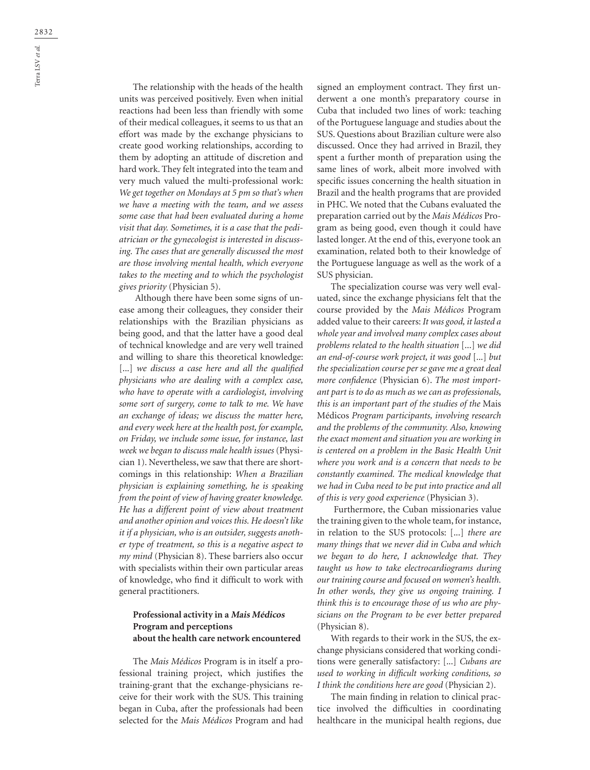The relationship with the heads of the health units was perceived positively. Even when initial reactions had been less than friendly with some of their medical colleagues, it seems to us that an effort was made by the exchange physicians to create good working relationships, according to them by adopting an attitude of discretion and hard work. They felt integrated into the team and very much valued the multi-professional work: *We get together on Mondays at 5 pm so that's when we have a meeting with the team, and we assess some case that had been evaluated during a home visit that day. Sometimes, it is a case that the pediatrician or the gynecologist is interested in discussing. The cases that are generally discussed the most are those involving mental health, which everyone takes to the meeting and to which the psychologist gives priority* (Physician 5).

Although there have been some signs of unease among their colleagues, they consider their relationships with the Brazilian physicians as being good, and that the latter have a good deal of technical knowledge and are very well trained and willing to share this theoretical knowledge: [...] *we discuss a case here and all the qualified physicians who are dealing with a complex case, who have to operate with a cardiologist, involving some sort of surgery, come to talk to me. We have an exchange of ideas; we discuss the matter here, and every week here at the health post, for example, on Friday, we include some issue, for instance, last week we began to discuss male health issues* (Physician 1). Nevertheless, we saw that there are shortcomings in this relationship: *When a Brazilian physician is explaining something, he is speaking from the point of view of having greater knowledge. He has a different point of view about treatment and another opinion and voices this. He doesn't like it if a physician, who is an outsider, suggests another type of treatment, so this is a negative aspect to my mind* (Physician 8). These barriers also occur with specialists within their own particular areas of knowledge, who find it difficult to work with general practitioners.

### Professional activity in a *Mais Médicos* Program and perceptions about the health care network encountered

The *Mais Médicos* Program is in itself a professional training project, which justifies the training-grant that the exchange-physicians receive for their work with the SUS. This training began in Cuba, after the professionals had been selected for the *Mais Médicos* Program and had signed an employment contract. They first underwent a one month's preparatory course in Cuba that included two lines of work: teaching of the Portuguese language and studies about the SUS. Questions about Brazilian culture were also discussed. Once they had arrived in Brazil, they spent a further month of preparation using the same lines of work, albeit more involved with specific issues concerning the health situation in Brazil and the health programs that are provided in PHC. We noted that the Cubans evaluated the preparation carried out by the *Mais Médicos* Program as being good, even though it could have lasted longer. At the end of this, everyone took an examination, related both to their knowledge of the Portuguese language as well as the work of a SUS physician.

The specialization course was very well evaluated, since the exchange physicians felt that the course provided by the *Mais Médicos* Program added value to their careers: *It was good, it lasted a whole year and involved many complex cases about problems related to the health situation* [...] *we did an end-of-course work project, it was good* [...] *but the specialization course per se gave me a great deal more confidence* (Physician 6). *The most important part is to do as much as we can as professionals, this is an important part of the studies of the* Mais Médicos *Program participants, involving research and the problems of the community. Also, knowing the exact moment and situation you are working in is centered on a problem in the Basic Health Unit where you work and is a concern that needs to be constantly examined. The medical knowledge that we had in Cuba need to be put into practice and all of this is very good experience* (Physician 3).

Furthermore, the Cuban missionaries value the training given to the whole team, for instance, in relation to the SUS protocols: [...] *there are many things that we never did in Cuba and which we began to do here, I acknowledge that. They taught us how to take electrocardiograms during our training course and focused on women's health. In other words, they give us ongoing training. I think this is to encourage those of us who are physicians on the Program to be ever better prepared* (Physician 8).

With regards to their work in the SUS, the exchange physicians considered that working conditions were generally satisfactory: [...] *Cubans are used to working in difficult working conditions, so I think the conditions here are good* (Physician 2).

The main finding in relation to clinical practice involved the difficulties in coordinating healthcare in the municipal health regions, due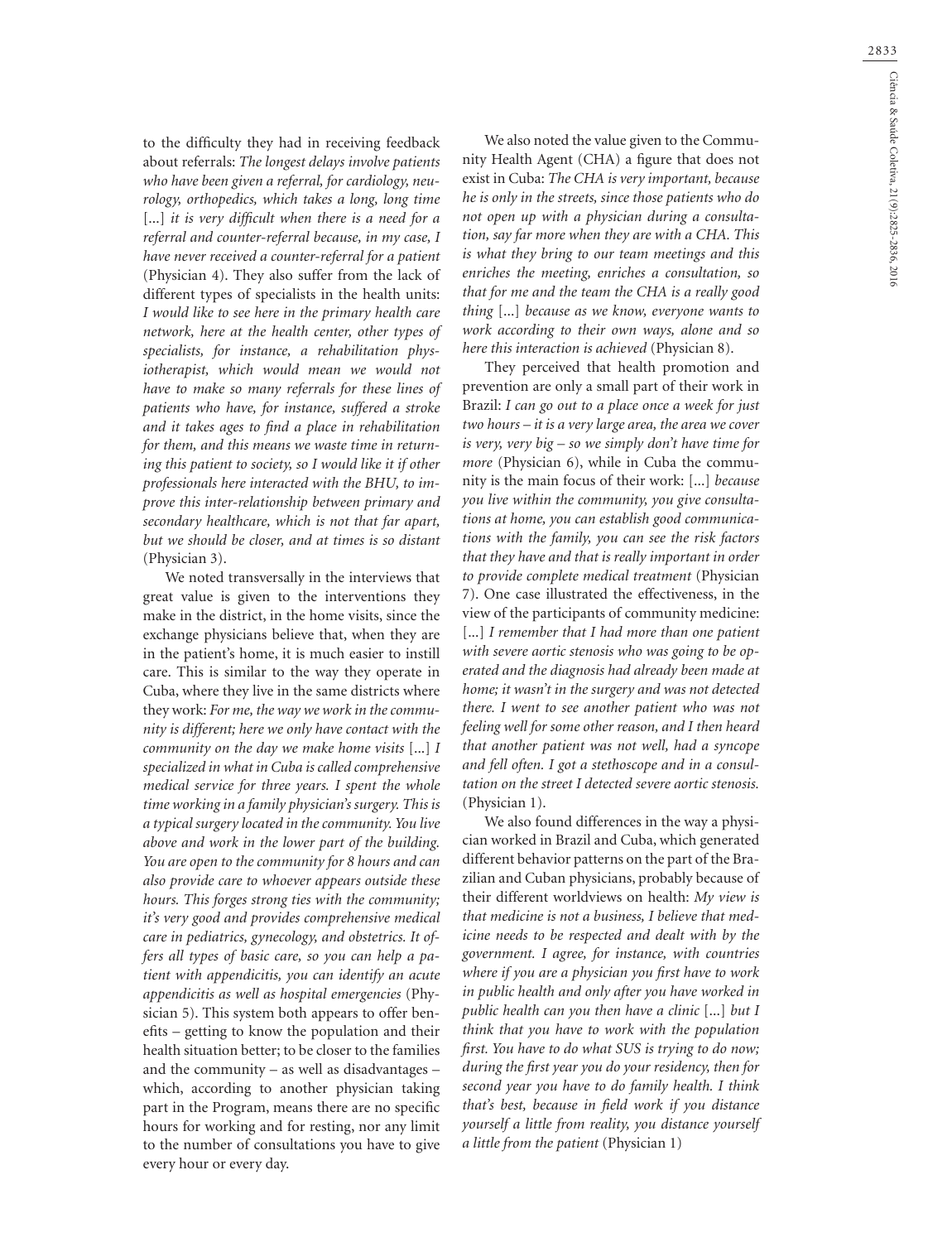to the difficulty they had in receiving feedback about referrals: *The longest delays involve patients who have been given a referral, for cardiology, neurology, orthopedics, which takes a long, long time* [...] *it is very difficult when there is a need for a referral and counter-referral because, in my case, I have never received a counter-referral for a patient* (Physician 4). They also suffer from the lack of different types of specialists in the health units: *I would like to see here in the primary health care network, here at the health center, other types of specialists, for instance, a rehabilitation physiotherapist, which would mean we would not have to make so many referrals for these lines of patients who have, for instance, suffered a stroke and it takes ages to find a place in rehabilitation for them, and this means we waste time in returning this patient to society, so I would like it if other professionals here interacted with the BHU, to improve this inter-relationship between primary and secondary healthcare, which is not that far apart, but we should be closer, and at times is so distant* (Physician 3).

We noted transversally in the interviews that great value is given to the interventions they make in the district, in the home visits, since the exchange physicians believe that, when they are in the patient's home, it is much easier to instill care. This is similar to the way they operate in Cuba, where they live in the same districts where they work: *For me, the way we work in the community is different; here we only have contact with the community on the day we make home visits* [...] *I specialized in what in Cuba is called comprehensive medical service for three years. I spent the whole time working in a family physician's surgery. This is a typical surgery located in the community. You live above and work in the lower part of the building. You are open to the community for 8 hours and can also provide care to whoever appears outside these hours. This forges strong ties with the community; it's very good and provides comprehensive medical care in pediatrics, gynecology, and obstetrics. It offers all types of basic care, so you can help a patient with appendicitis, you can identify an acute appendicitis as well as hospital emergencies* (Physician 5). This system both appears to offer benefits – getting to know the population and their health situation better; to be closer to the families and the community – as well as disadvantages – which, according to another physician taking part in the Program, means there are no specific hours for working and for resting, nor any limit to the number of consultations you have to give every hour or every day.

We also noted the value given to the Community Health Agent (CHA) a figure that does not exist in Cuba: *The CHA is very important, because he is only in the streets, since those patients who do not open up with a physician during a consultation, say far more when they are with a CHA. This is what they bring to our team meetings and this enriches the meeting, enriches a consultation, so that for me and the team the CHA is a really good thing* [...] *because as we know, everyone wants to work according to their own ways, alone and so here this interaction is achieved* (Physician 8).

They perceived that health promotion and prevention are only a small part of their work in Brazil: *I can go out to a place once a week for just two hours – it is a very large area, the area we cover is very, very big – so we simply don't have time for more* (Physician 6), while in Cuba the community is the main focus of their work: [...] *because you live within the community, you give consultations at home, you can establish good communications with the family, you can see the risk factors that they have and that is really important in order to provide complete medical treatment* (Physician 7). One case illustrated the effectiveness, in the view of the participants of community medicine: [...] *I remember that I had more than one patient with severe aortic stenosis who was going to be operated and the diagnosis had already been made at home; it wasn't in the surgery and was not detected there. I went to see another patient who was not feeling well for some other reason, and I then heard that another patient was not well, had a syncope and fell often. I got a stethoscope and in a consultation on the street I detected severe aortic stenosis.* (Physician 1).

We also found differences in the way a physician worked in Brazil and Cuba, which generated different behavior patterns on the part of the Brazilian and Cuban physicians, probably because of their different worldviews on health: *My view is that medicine is not a business, I believe that medicine needs to be respected and dealt with by the government. I agree, for instance, with countries where if you are a physician you first have to work in public health and only after you have worked in public health can you then have a clinic* [...] *but I think that you have to work with the population first. You have to do what SUS is trying to do now; during the first year you do your residency, then for second year you have to do family health. I think that's best, because in field work if you distance yourself a little from reality, you distance yourself a little from the patient* (Physician 1)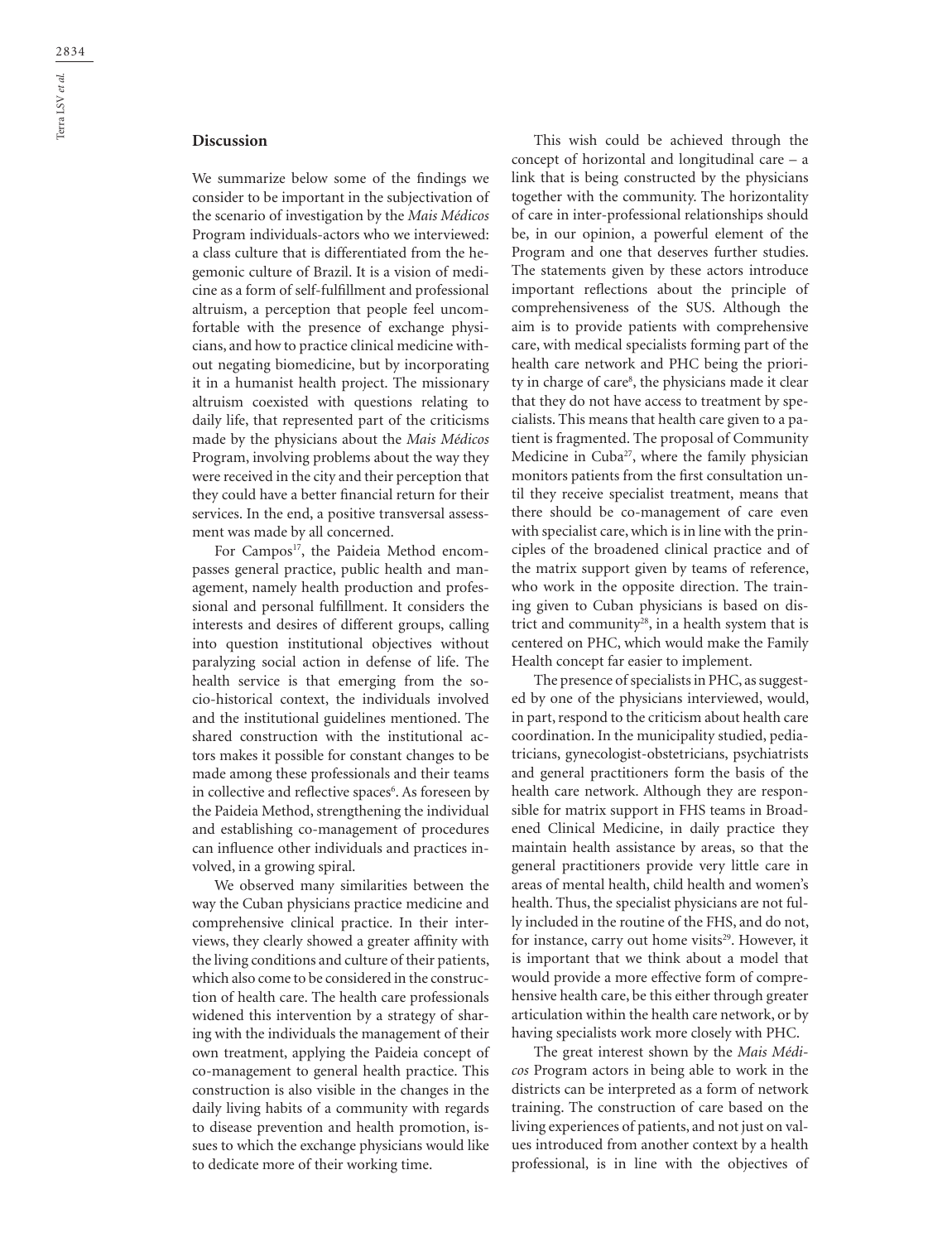## Discussion

We summarize below some of the findings we consider to be important in the subjectivation of the scenario of investigation by the *Mais Médicos* Program individuals-actors who we interviewed: a class culture that is differentiated from the hegemonic culture of Brazil. It is a vision of medicine as a form of self-fulfillment and professional altruism, a perception that people feel uncomfortable with the presence of exchange physicians, and how to practice clinical medicine without negating biomedicine, but by incorporating it in a humanist health project. The missionary altruism coexisted with questions relating to daily life, that represented part of the criticisms made by the physicians about the *Mais Médicos* Program, involving problems about the way they were received in the city and their perception that they could have a better financial return for their services. In the end, a positive transversal assessment was made by all concerned.

For Campos[17], the Paideia Method encompasses general practice, public health and management, namely health production and professional and personal fulfillment. It considers the interests and desires of different groups, calling into question institutional objectives without paralyzing social action in defense of life. The health service is that emerging from the socio-historical context, the individuals involved and the institutional guidelines mentioned. The shared construction with the institutional actors makes it possible for constant changes to be made among these professionals and their teams in collective and reflective spaces[6]. As foreseen by the Paideia Method, strengthening the individual and establishing co-management of procedures can influence other individuals and practices involved, in a growing spiral.

We observed many similarities between the way the Cuban physicians practice medicine and comprehensive clinical practice. In their interviews, they clearly showed a greater affinity with the living conditions and culture of their patients, which also come to be considered in the construction of health care. The health care professionals widened this intervention by a strategy of sharing with the individuals the management of their own treatment, applying the Paideia concept of co-management to general health practice. This construction is also visible in the changes in the daily living habits of a community with regards to disease prevention and health promotion, issues to which the exchange physicians would like to dedicate more of their working time.

This wish could be achieved through the concept of horizontal and longitudinal care – a link that is being constructed by the physicians together with the community. The horizontality of care in inter-professional relationships should be, in our opinion, a powerful element of the Program and one that deserves further studies. The statements given by these actors introduce important reflections about the principle of comprehensiveness of the SUS. Although the aim is to provide patients with comprehensive care, with medical specialists forming part of the health care network and PHC being the priority in charge of care[8], the physicians made it clear that they do not have access to treatment by specialists. This means that health care given to a patient is fragmented. The proposal of Community Medicine in Cuba[27], where the family physician monitors patients from the first consultation until they receive specialist treatment, means that there should be co-management of care even with specialist care, which is in line with the principles of the broadened clinical practice and of the matrix support given by teams of reference, who work in the opposite direction. The training given to Cuban physicians is based on district and community[28], in a health system that is centered on PHC, which would make the Family Health concept far easier to implement.

The presence of specialists in PHC, as suggested by one of the physicians interviewed, would, in part, respond to the criticism about health care coordination. In the municipality studied, pediatricians, gynecologist-obstetricians, psychiatrists and general practitioners form the basis of the health care network. Although they are responsible for matrix support in FHS teams in Broadened Clinical Medicine, in daily practice they maintain health assistance by areas, so that the general practitioners provide very little care in areas of mental health, child health and women's health. Thus, the specialist physicians are not fully included in the routine of the FHS, and do not, for instance, carry out home visits[29]. However, it is important that we think about a model that would provide a more effective form of comprehensive health care, be this either through greater articulation within the health care network, or by having specialists work more closely with PHC.

The great interest shown by the *Mais Médicos* Program actors in being able to work in the districts can be interpreted as a form of network training. The construction of care based on the living experiences of patients, and not just on values introduced from another context by a health professional, is in line with the objectives of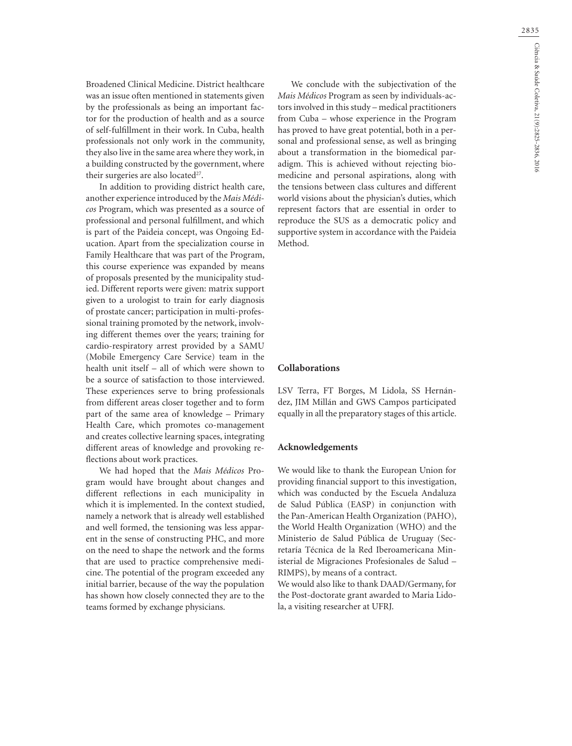Broadened Clinical Medicine. District healthcare was an issue often mentioned in statements given by the professionals as being an important factor for the production of health and as a source of self-fulfillment in their work. In Cuba, health professionals not only work in the community, they also live in the same area where they work, in a building constructed by the government, where their surgeries are also located[27].

In addition to providing district health care, another experience introduced by the *Mais Médicos* Program, which was presented as a source of professional and personal fulfillment, and which is part of the Paideia concept, was Ongoing Education. Apart from the specialization course in Family Healthcare that was part of the Program, this course experience was expanded by means of proposals presented by the municipality studied. Different reports were given: matrix support given to a urologist to train for early diagnosis of prostate cancer; participation in multi-professional training promoted by the network, involving different themes over the years; training for cardio-respiratory arrest provided by a SAMU (Mobile Emergency Care Service) team in the health unit itself – all of which were shown to be a source of satisfaction to those interviewed. These experiences serve to bring professionals from different areas closer together and to form part of the same area of knowledge – Primary Health Care, which promotes co-management and creates collective learning spaces, integrating different areas of knowledge and provoking reflections about work practices.

We had hoped that the *Mais Médicos* Program would have brought about changes and different reflections in each municipality in which it is implemented. In the context studied, namely a network that is already well established and well formed, the tensioning was less apparent in the sense of constructing PHC, and more on the need to shape the network and the forms that are used to practice comprehensive medicine. The potential of the program exceeded any initial barrier, because of the way the population has shown how closely connected they are to the teams formed by exchange physicians.

We conclude with the subjectivation of the *Mais Médicos* Program as seen by individuals-actors involved in this study – medical practitioners from Cuba – whose experience in the Program has proved to have great potential, both in a personal and professional sense, as well as bringing about a transformation in the biomedical paradigm. This is achieved without rejecting biomedicine and personal aspirations, along with the tensions between class cultures and different world visions about the physician's duties, which represent factors that are essential in order to reproduce the SUS as a democratic policy and supportive system in accordance with the Paideia Method.

## Collaborations

LSV Terra, FT Borges, M Lidola, SS Hernández, JIM Millán and GWS Campos participated equally in all the preparatory stages of this article.

## Acknowledgements

We would like to thank the European Union for providing financial support to this investigation, which was conducted by the Escuela Andaluza de Salud Pública (EASP) in conjunction with the Pan-American Health Organization (PAHO), the World Health Organization (WHO) and the Ministerio de Salud Pública de Uruguay (Secretaría Técnica de la Red Iberoamericana Ministerial de Migraciones Profesionales de Salud – RIMPS), by means of a contract.

We would also like to thank DAAD/Germany, for the Post-doctorate grant awarded to Maria Lidola, a visiting researcher at UFRJ.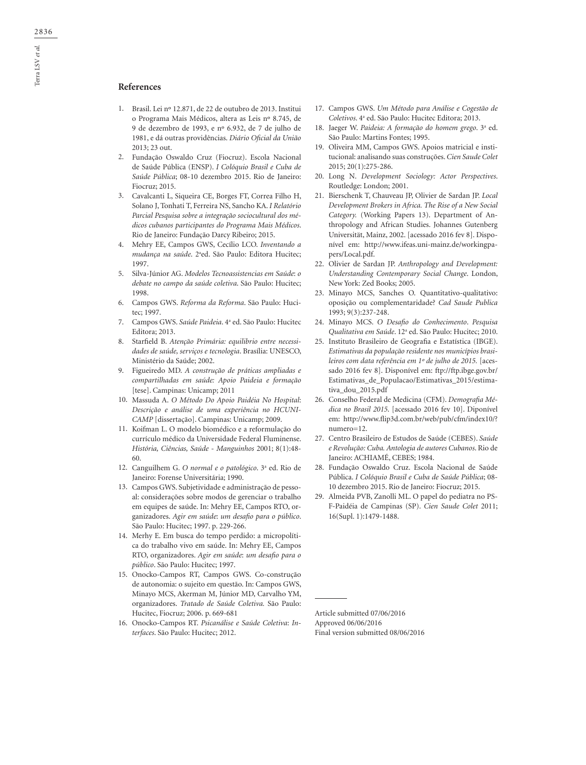## References

1. Brasil. Lei nº 12.871, de 22 de outubro de 2013. Institui o Programa Mais Médicos, altera as Leis nº 8.745, de 9 de dezembro de 1993, e nº 6.932, de 7 de julho de 1981, e dá outras providências. *Diário Oficial da União* 2013; 23 out.
2. Fundação Oswaldo Cruz (Fiocruz). Escola Nacional de Saúde Pública (ENSP). *I Colóquio Brasil e Cuba de Saúde Pública*; 08-10 dezembro 2015. Rio de Janeiro: Fiocruz; 2015.
3. Cavalcanti L, Siqueira CE, Borges FT, Correa Filho H, Solano J, Tonhati T, Ferreira NS, Sancho KA. *I Relatório Parcial Pesquisa sobre a integração sociocultural dos médicos cubanos participantes do Programa Mais Médicos*. Rio de Janeiro: Fundação Darcy Ribeiro; 2015.
4. Mehry EE, Campos GWS, Cecílio LCO. *Inventando a mudança na saúde*. 2ªed. São Paulo: Editora Hucitec; 1997.
5. Silva-Júnior AG. *Modelos Tecnoassistencias em Saúde*: *o debate no campo da saúde coletiva*. São Paulo: Hucitec; 1998.
6. Campos GWS. *Reforma da Reforma*. São Paulo: Hucitec; 1997.
7. Campos GWS. *Saúde Paideia*. 4ª ed. São Paulo: Hucitec Editora; 2013.
8. Starfield B. *Atenção Primária: equilibrio entre necessidades de saúde, serviços e tecnologia*. Brasília: UNESCO, Ministério da Saúde; 2002.
9. Figueiredo MD. *A construção de práticas ampliadas e compartilhadas em saúde: Apoio Paideia e formação* [tese]. Campinas: Unicamp; 2011
10. Massuda A. *O Método Do Apoio Paidéia No Hospital*: *Descrição e análise de uma experiência no HCUNICAMP* [dissertação]. Campinas: Unicamp; 2009.
11. Koifman L. O modelo biomédico e a reformulação do currículo médico da Universidade Federal Fluminense. *História, Ciências, Saúde - Manguinhos* 2001; 8(1):48-60.
12. Canguilhem G. *O normal e o patológico*. 3ª ed. Rio de Janeiro: Forense Universitária; 1990.
13. Campos GWS. Subjetividade e administração de pessoal: considerações sobre modos de gerenciar o trabalho em equipes de saúde. In: Mehry EE, Campos RTO, organizadores. *Agir em saúde*: *um desafio para o público*. São Paulo: Hucitec; 1997. p. 229-266.
14. Merhy E. Em busca do tempo perdido: a micropolítica do trabalho vivo em saúde. In: Mehry EE, Campos RTO, organizadores. *Agir em saúde*: *um desafio para o público*. São Paulo: Hucitec; 1997.
15. Onocko-Campos RT, Campos GWS. Co-construção de autonomia: o sujeito em questão. In: Campos GWS, Minayo MCS, Akerman M, Júnior MD, Carvalho YM, organizadores. *Tratado de Saúde Coletiva*. São Paulo: Hucitec, Fiocruz; 2006. p. 669-681
16. Onocko-Campos RT. *Psicanálise e Saúde Coletiva*: *Interfaces*. São Paulo: Hucitec; 2012.
17. Campos GWS. *Um Método para Análise e Cogestão de Coletivos*. 4ª ed. São Paulo: Hucitec Editora; 2013.
18. Jaeger W. *Paideia: A formação do homem grego*. 3ª ed. São Paulo: Martins Fontes; 1995.
19. Oliveira MM, Campos GWS. Apoios matricial e institucional: analisando suas construções. *Cien Saude Colet* 2015; 20(1):275-286.
20. Long N. *Development Sociology: Actor Perspectives*. Routledge: London; 2001.
21. Bierschenk T, Chauveau JP, Olivier de Sardan JP. *Local Development Brokers in Africa. The Rise of a New Social Category.* (Working Papers 13). Department of Anthropology and African Studies. Johannes Gutenberg Universität, Mainz, 2002. [acessado 2016 fev 8]. Disponível em: http://www.ifeas.uni-mainz.de/workingpapers/Local.pdf.
22. Olivier de Sardan JP. *Anthropology and Development: Understanding Contemporary Social Change*. London, New York: Zed Books; 2005.
23. Minayo MCS, Sanches O. Quantitativo-qualitativo: oposição ou complementaridade? *Cad Saude Publica* 1993; 9(3):237-248.
24. Minayo MCS. *O Desafio do Conhecimento*. *Pesquisa Qualitativa em Saúde*. 12ª ed. São Paulo: Hucitec; 2010.
25. Instituto Brasileiro de Geografia e Estatística (IBGE). *Estimativas da população residente nos municípios brasileiros com data referência em 1º de julho de 2015.* [acessado 2016 fev 8]. Disponível em: ftp://ftp.ibge.gov.br/Estimativas_de_Populacao/Estimativas_2015/estimativa_dou_2015.pdf
26. Conselho Federal de Medicina (CFM). *Demografia Médica no Brasil 2015.* [acessado 2016 fev 10]. Diponível em: http://www.flip3d.com.br/web/pub/cfm/index10/?numero=12.
27. Centro Brasileiro de Estudos de Saúde (CEBES). *Saúde e Revolução: Cuba. Antologia de autores Cubanos*. Rio de Janeiro: ACHIAMÉ, CEBES; 1984.
28. Fundação Oswaldo Cruz. Escola Nacional de Saúde Pública. *I Colóquio Brasil e Cuba de Saúde Pública*; 08-10 dezembro 2015. Rio de Janeiro: Fiocruz; 2015.
29. Almeida PVB, Zanolli ML. O papel do pediatra no PSF-Paidéia de Campinas (SP). *Cien Saude Colet* 2011; 16(Supl. 1):1479-1488.

Article submitted 07/06/2016
Approved 06/06/2016
Final version submitted 08/06/2016